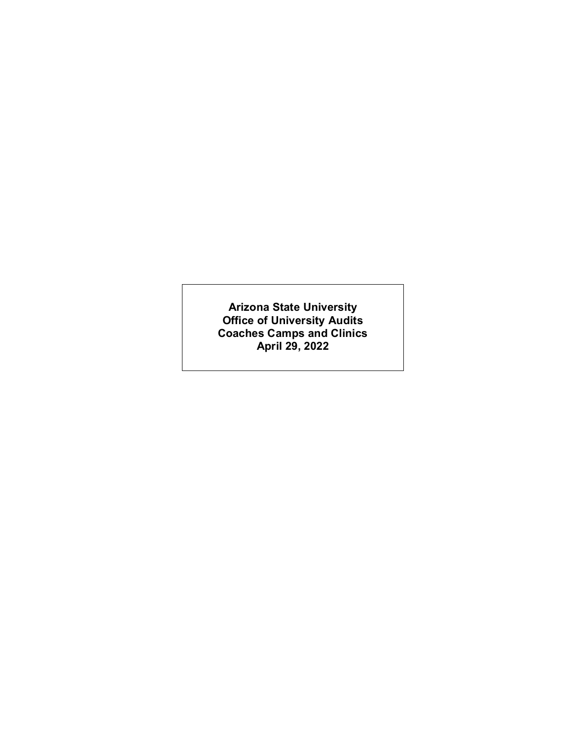**Arizona State University**
**Office of University Audits**
**Coaches Camps and Clinics**
**April 29, 2022**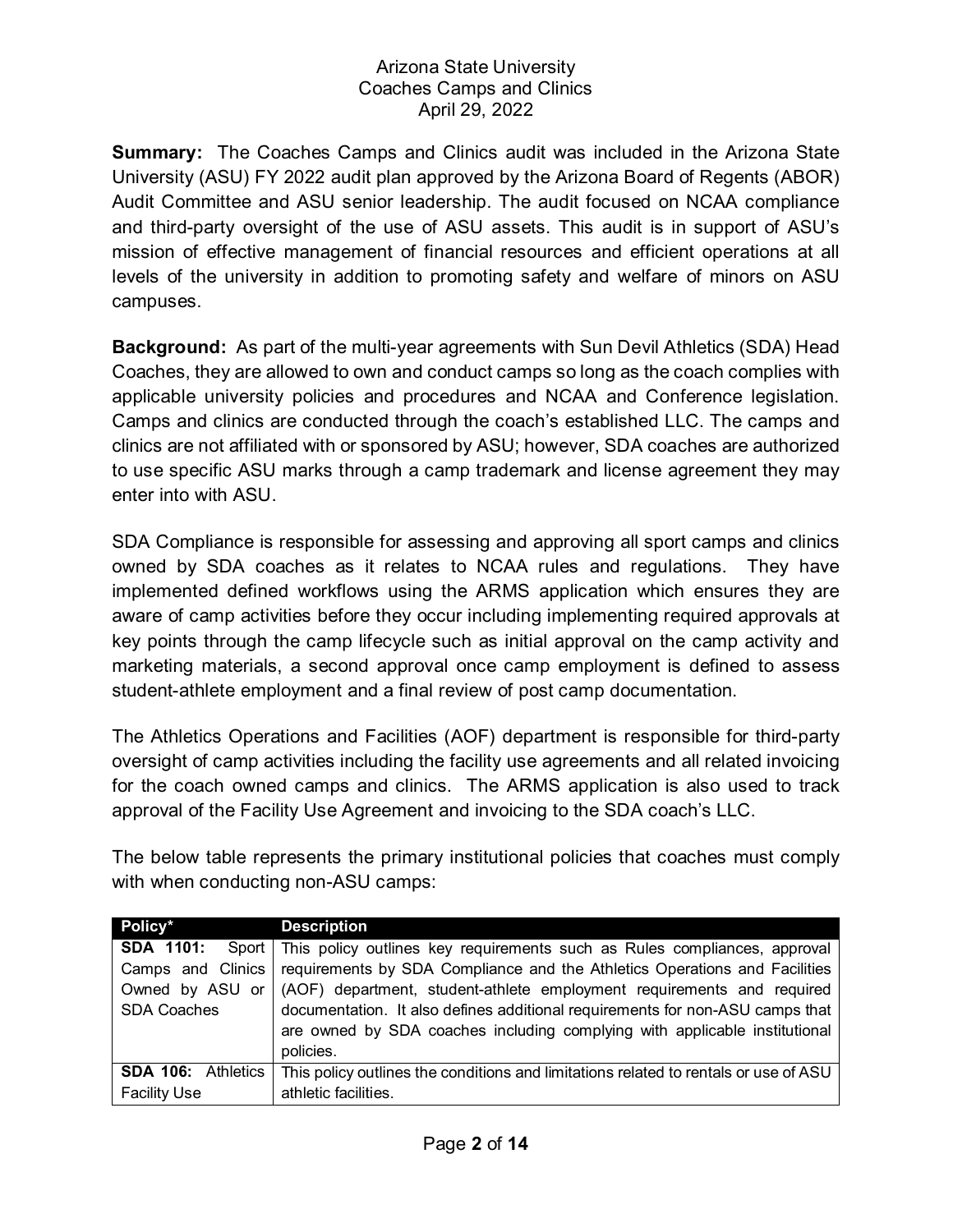Arizona State University
Coaches Camps and Clinics
April 29, 2022

**Summary:** The Coaches Camps and Clinics audit was included in the Arizona State University (ASU) FY 2022 audit plan approved by the Arizona Board of Regents (ABOR) Audit Committee and ASU senior leadership. The audit focused on NCAA compliance and third-party oversight of the use of ASU assets. This audit is in support of ASU's mission of effective management of financial resources and efficient operations at all levels of the university in addition to promoting safety and welfare of minors on ASU campuses.

**Background:** As part of the multi-year agreements with Sun Devil Athletics (SDA) Head Coaches, they are allowed to own and conduct camps so long as the coach complies with applicable university policies and procedures and NCAA and Conference legislation. Camps and clinics are conducted through the coach's established LLC. The camps and clinics are not affiliated with or sponsored by ASU; however, SDA coaches are authorized to use specific ASU marks through a camp trademark and license agreement they may enter into with ASU.

SDA Compliance is responsible for assessing and approving all sport camps and clinics owned by SDA coaches as it relates to NCAA rules and regulations. They have implemented defined workflows using the ARMS application which ensures they are aware of camp activities before they occur including implementing required approvals at key points through the camp lifecycle such as initial approval on the camp activity and marketing materials, a second approval once camp employment is defined to assess student-athlete employment and a final review of post camp documentation.

The Athletics Operations and Facilities (AOF) department is responsible for third-party oversight of camp activities including the facility use agreements and all related invoicing for the coach owned camps and clinics. The ARMS application is also used to track approval of the Facility Use Agreement and invoicing to the SDA coach's LLC.

The below table represents the primary institutional policies that coaches must comply with when conducting non-ASU camps:

| Policy* | Description |
|---|---|
| **SDA 1101:** Sport Camps and Clinics Owned by ASU or SDA Coaches | This policy outlines key requirements such as Rules compliances, approval requirements by SDA Compliance and the Athletics Operations and Facilities (AOF) department, student-athlete employment requirements and required documentation. It also defines additional requirements for non-ASU camps that are owned by SDA coaches including complying with applicable institutional policies. |
| **SDA 106:** Athletics Facility Use | This policy outlines the conditions and limitations related to rentals or use of ASU athletic facilities. |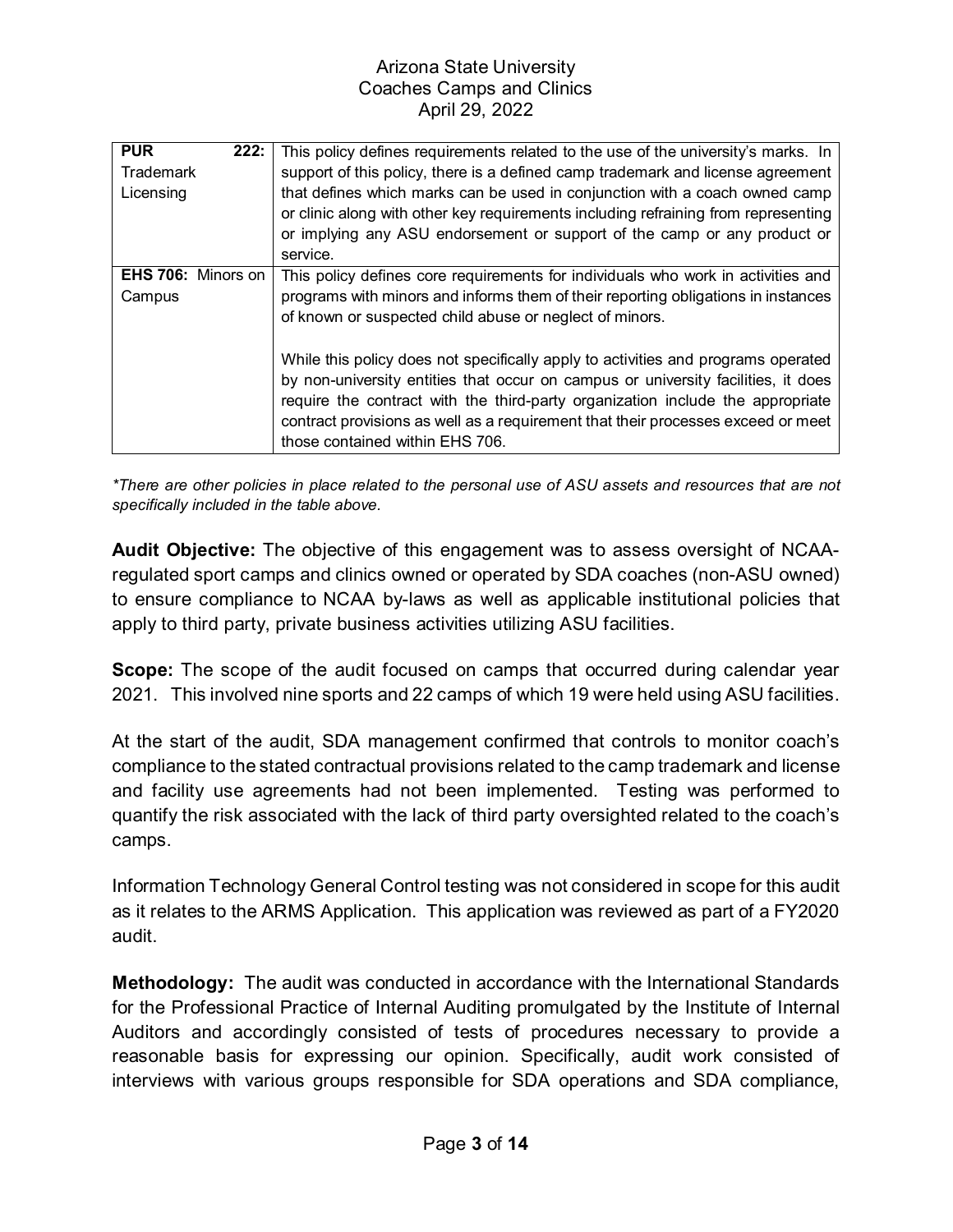| | |
|---|---|
| **PUR 222:** Trademark Licensing | This policy defines requirements related to the use of the university's marks. In support of this policy, there is a defined camp trademark and license agreement that defines which marks can be used in conjunction with a coach owned camp or clinic along with other key requirements including refraining from representing or implying any ASU endorsement or support of the camp or any product or service. |
| **EHS 706:** Minors on Campus | This policy defines core requirements for individuals who work in activities and programs with minors and informs them of their reporting obligations in instances of known or suspected child abuse or neglect of minors.<br><br>While this policy does not specifically apply to activities and programs operated by non-university entities that occur on campus or university facilities, it does require the contract with the third-party organization include the appropriate contract provisions as well as a requirement that their processes exceed or meet those contained within EHS 706. |

*\*There are other policies in place related to the personal use of ASU assets and resources that are not specifically included in the table above.*

**Audit Objective:** The objective of this engagement was to assess oversight of NCAA-regulated sport camps and clinics owned or operated by SDA coaches (non-ASU owned) to ensure compliance to NCAA by-laws as well as applicable institutional policies that apply to third party, private business activities utilizing ASU facilities.

**Scope:** The scope of the audit focused on camps that occurred during calendar year 2021. This involved nine sports and 22 camps of which 19 were held using ASU facilities.

At the start of the audit, SDA management confirmed that controls to monitor coach's compliance to the stated contractual provisions related to the camp trademark and license and facility use agreements had not been implemented. Testing was performed to quantify the risk associated with the lack of third party oversighted related to the coach's camps.

Information Technology General Control testing was not considered in scope for this audit as it relates to the ARMS Application. This application was reviewed as part of a FY2020 audit.

**Methodology:** The audit was conducted in accordance with the International Standards for the Professional Practice of Internal Auditing promulgated by the Institute of Internal Auditors and accordingly consisted of tests of procedures necessary to provide a reasonable basis for expressing our opinion. Specifically, audit work consisted of interviews with various groups responsible for SDA operations and SDA compliance,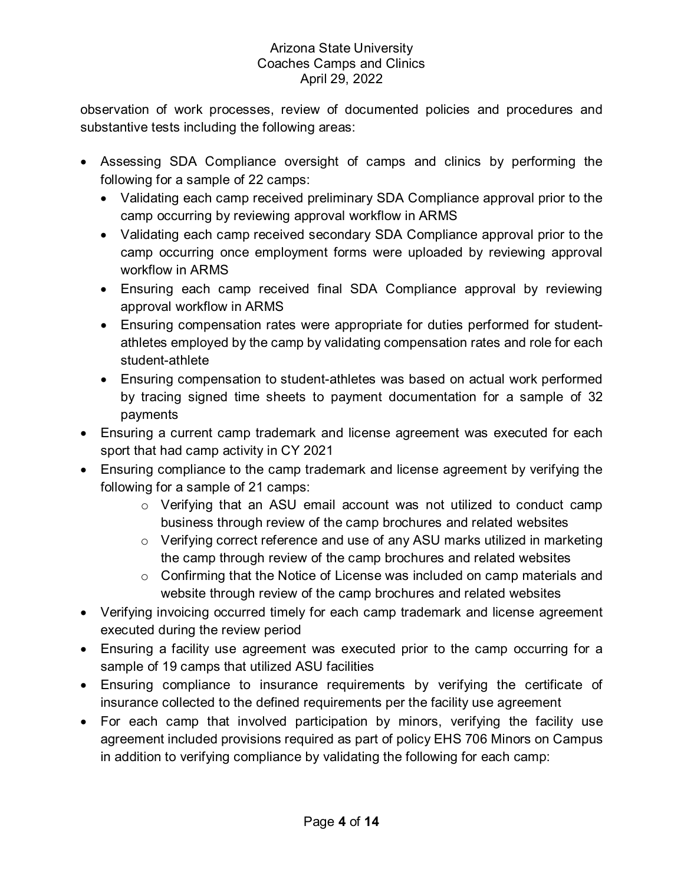observation of work processes, review of documented policies and procedures and substantive tests including the following areas:

- Assessing SDA Compliance oversight of camps and clinics by performing the following for a sample of 22 camps:
  - Validating each camp received preliminary SDA Compliance approval prior to the camp occurring by reviewing approval workflow in ARMS
  - Validating each camp received secondary SDA Compliance approval prior to the camp occurring once employment forms were uploaded by reviewing approval workflow in ARMS
  - Ensuring each camp received final SDA Compliance approval by reviewing approval workflow in ARMS
  - Ensuring compensation rates were appropriate for duties performed for student-athletes employed by the camp by validating compensation rates and role for each student-athlete
  - Ensuring compensation to student-athletes was based on actual work performed by tracing signed time sheets to payment documentation for a sample of 32 payments
- Ensuring a current camp trademark and license agreement was executed for each sport that had camp activity in CY 2021
- Ensuring compliance to the camp trademark and license agreement by verifying the following for a sample of 21 camps:
  - Verifying that an ASU email account was not utilized to conduct camp business through review of the camp brochures and related websites
  - Verifying correct reference and use of any ASU marks utilized in marketing the camp through review of the camp brochures and related websites
  - Confirming that the Notice of License was included on camp materials and website through review of the camp brochures and related websites
- Verifying invoicing occurred timely for each camp trademark and license agreement executed during the review period
- Ensuring a facility use agreement was executed prior to the camp occurring for a sample of 19 camps that utilized ASU facilities
- Ensuring compliance to insurance requirements by verifying the certificate of insurance collected to the defined requirements per the facility use agreement
- For each camp that involved participation by minors, verifying the facility use agreement included provisions required as part of policy EHS 706 Minors on Campus in addition to verifying compliance by validating the following for each camp: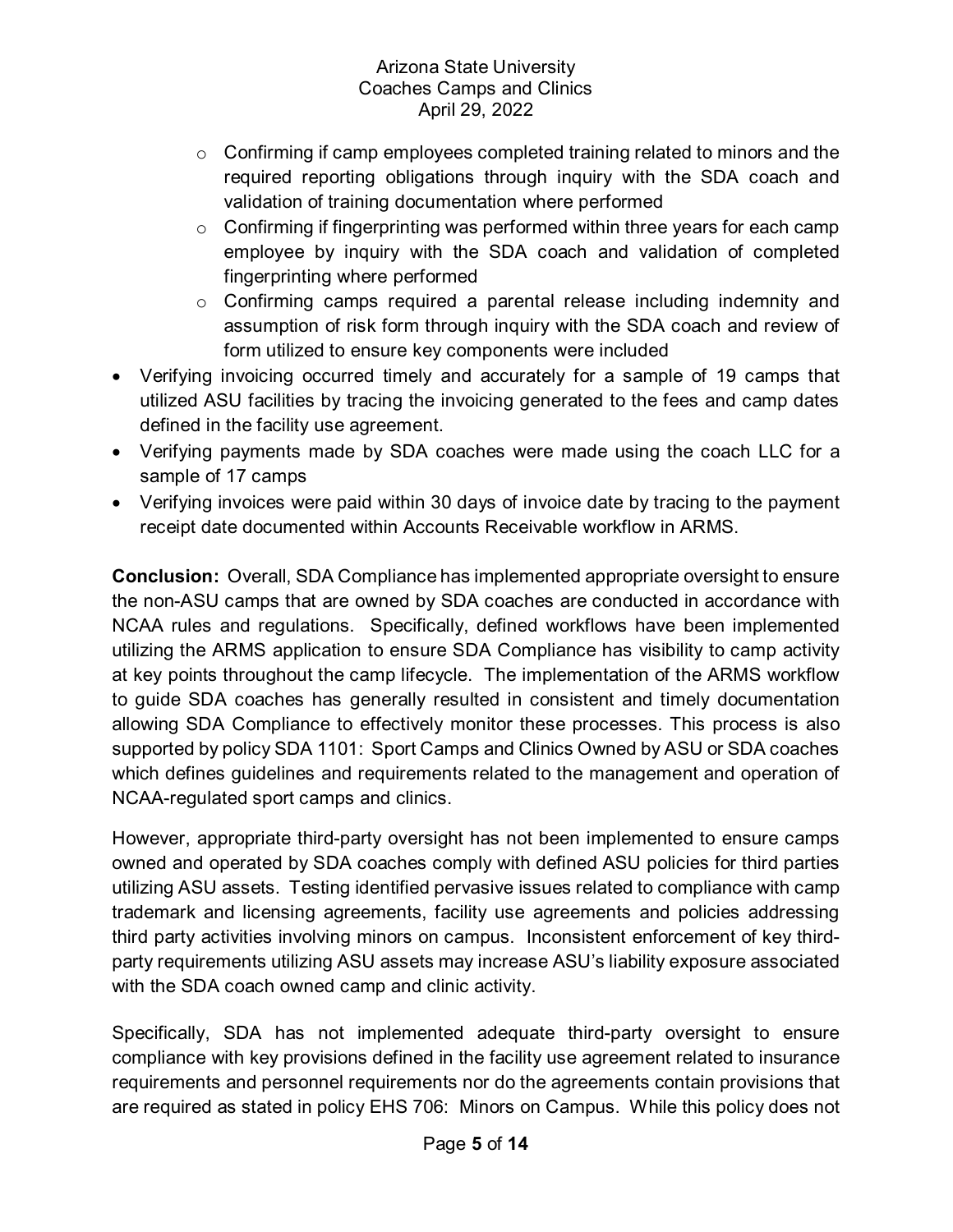- Confirming if camp employees completed training related to minors and the required reporting obligations through inquiry with the SDA coach and validation of training documentation where performed
  - Confirming if fingerprinting was performed within three years for each camp employee by inquiry with the SDA coach and validation of completed fingerprinting where performed
  - Confirming camps required a parental release including indemnity and assumption of risk form through inquiry with the SDA coach and review of form utilized to ensure key components were included
- Verifying invoicing occurred timely and accurately for a sample of 19 camps that utilized ASU facilities by tracing the invoicing generated to the fees and camp dates defined in the facility use agreement.
- Verifying payments made by SDA coaches were made using the coach LLC for a sample of 17 camps
- Verifying invoices were paid within 30 days of invoice date by tracing to the payment receipt date documented within Accounts Receivable workflow in ARMS.

**Conclusion:** Overall, SDA Compliance has implemented appropriate oversight to ensure the non-ASU camps that are owned by SDA coaches are conducted in accordance with NCAA rules and regulations. Specifically, defined workflows have been implemented utilizing the ARMS application to ensure SDA Compliance has visibility to camp activity at key points throughout the camp lifecycle. The implementation of the ARMS workflow to guide SDA coaches has generally resulted in consistent and timely documentation allowing SDA Compliance to effectively monitor these processes. This process is also supported by policy SDA 1101: Sport Camps and Clinics Owned by ASU or SDA coaches which defines guidelines and requirements related to the management and operation of NCAA-regulated sport camps and clinics.

However, appropriate third-party oversight has not been implemented to ensure camps owned and operated by SDA coaches comply with defined ASU policies for third parties utilizing ASU assets. Testing identified pervasive issues related to compliance with camp trademark and licensing agreements, facility use agreements and policies addressing third party activities involving minors on campus. Inconsistent enforcement of key third-party requirements utilizing ASU assets may increase ASU's liability exposure associated with the SDA coach owned camp and clinic activity.

Specifically, SDA has not implemented adequate third-party oversight to ensure compliance with key provisions defined in the facility use agreement related to insurance requirements and personnel requirements nor do the agreements contain provisions that are required as stated in policy EHS 706: Minors on Campus. While this policy does not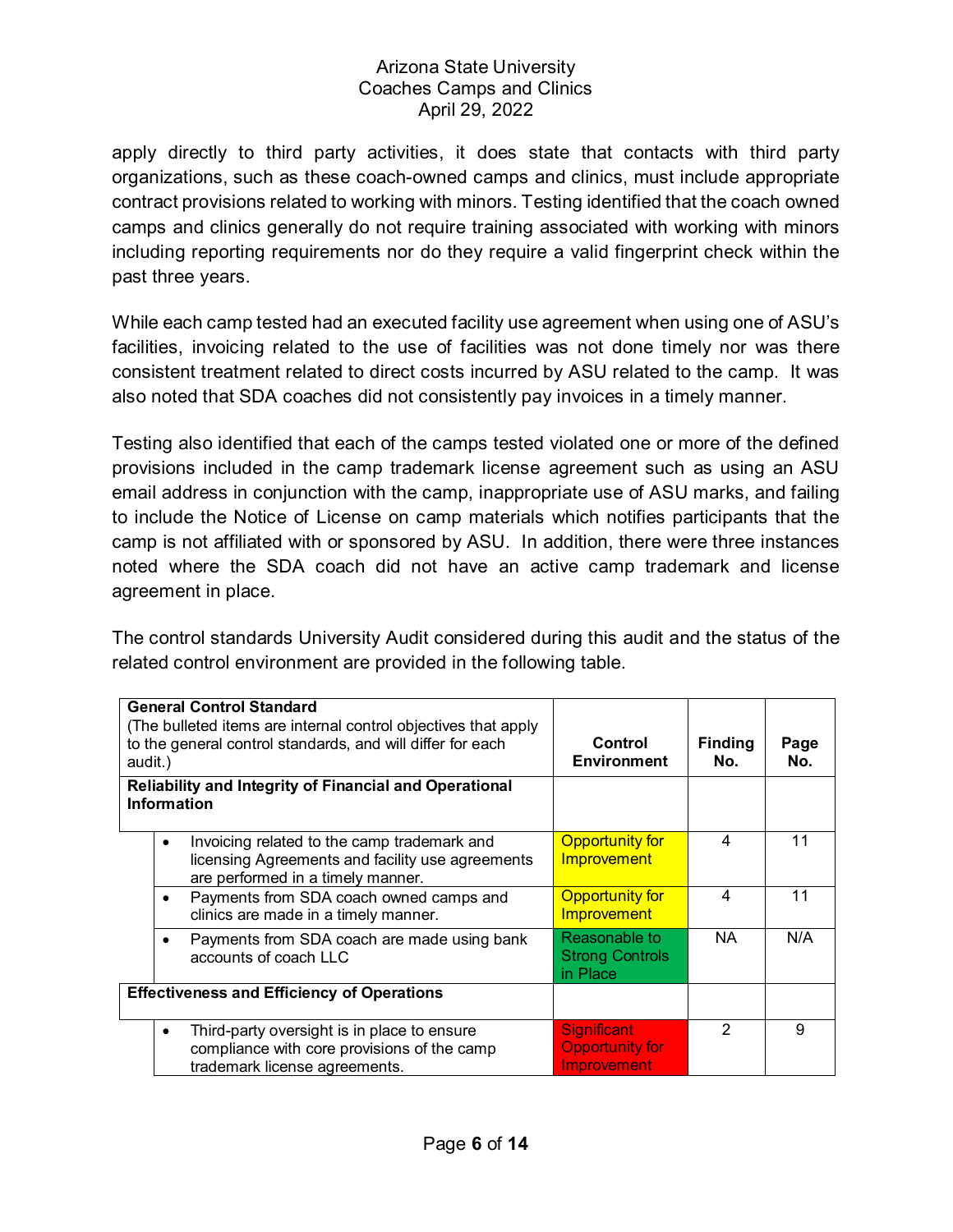apply directly to third party activities, it does state that contacts with third party organizations, such as these coach-owned camps and clinics, must include appropriate contract provisions related to working with minors. Testing identified that the coach owned camps and clinics generally do not require training associated with working with minors including reporting requirements nor do they require a valid fingerprint check within the past three years.

While each camp tested had an executed facility use agreement when using one of ASU's facilities, invoicing related to the use of facilities was not done timely nor was there consistent treatment related to direct costs incurred by ASU related to the camp. It was also noted that SDA coaches did not consistently pay invoices in a timely manner.

Testing also identified that each of the camps tested violated one or more of the defined provisions included in the camp trademark license agreement such as using an ASU email address in conjunction with the camp, inappropriate use of ASU marks, and failing to include the Notice of License on camp materials which notifies participants that the camp is not affiliated with or sponsored by ASU. In addition, there were three instances noted where the SDA coach did not have an active camp trademark and license agreement in place.

The control standards University Audit considered during this audit and the status of the related control environment are provided in the following table.

| **General Control Standard** (The bulleted items are internal control objectives that apply to the general control standards, and will differ for each audit.) | **Control Environment** | **Finding No.** | **Page No.** |
|---|---|---|---|
| **Reliability and Integrity of Financial and Operational Information** | | | |
| • Invoicing related to the camp trademark and licensing Agreements and facility use agreements are performed in a timely manner. | Opportunity for Improvement | 4 | 11 |
| • Payments from SDA coach owned camps and clinics are made in a timely manner. | Opportunity for Improvement | 4 | 11 |
| • Payments from SDA coach are made using bank accounts of coach LLC | Reasonable to Strong Controls in Place | NA | N/A |
| **Effectiveness and Efficiency of Operations** | | | |
| • Third-party oversight is in place to ensure compliance with core provisions of the camp trademark license agreements. | Significant Opportunity for Improvement | 2 | 9 |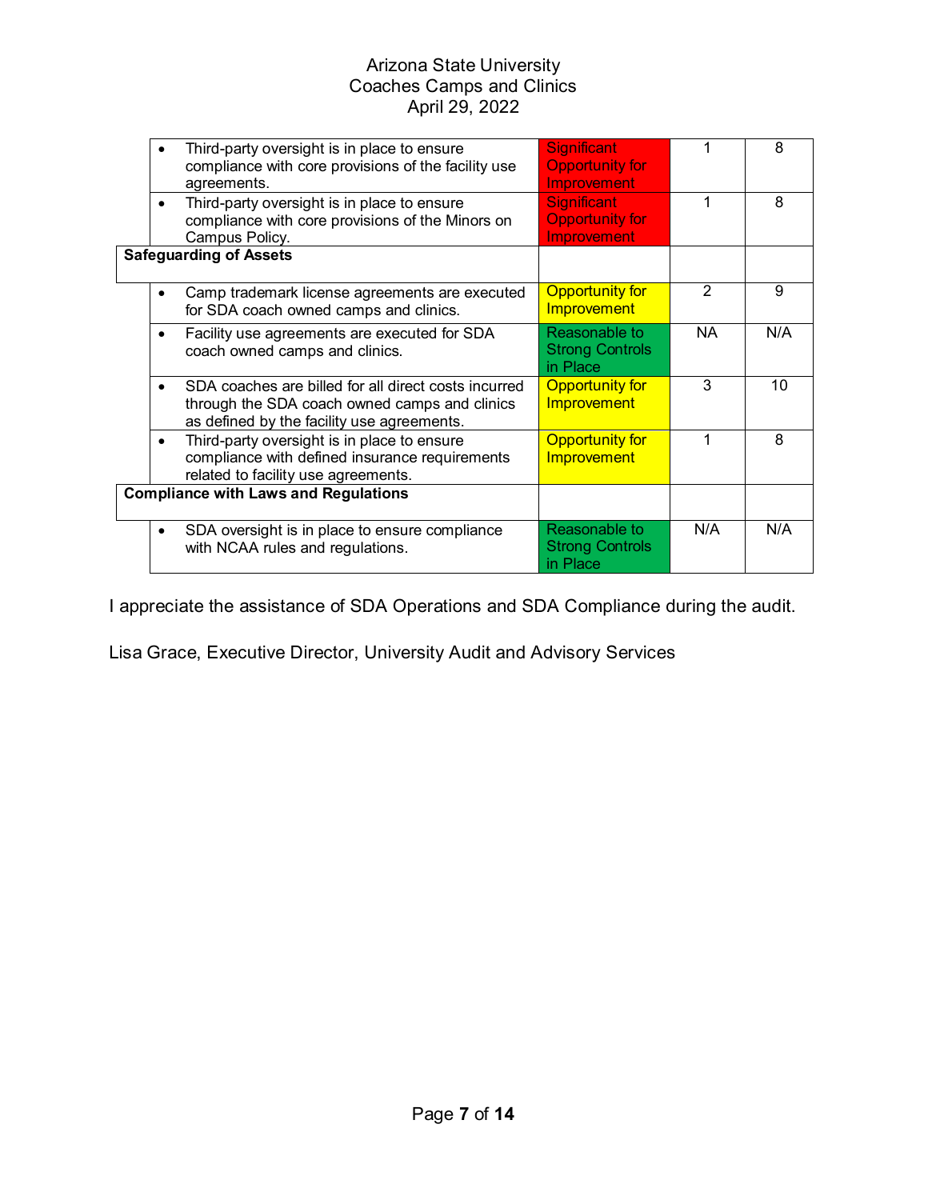Arizona State University
Coaches Camps and Clinics
April 29, 2022

| | | | |
|---|---|---|---|
| • Third-party oversight is in place to ensure compliance with core provisions of the facility use agreements. | Significant Opportunity for Improvement | 1 | 8 |
| • Third-party oversight is in place to ensure compliance with core provisions of the Minors on Campus Policy. | Significant Opportunity for Improvement | 1 | 8 |
| **Safeguarding of Assets** | | | |
| • Camp trademark license agreements are executed for SDA coach owned camps and clinics. | Opportunity for Improvement | 2 | 9 |
| • Facility use agreements are executed for SDA coach owned camps and clinics. | Reasonable to Strong Controls in Place | NA | N/A |
| • SDA coaches are billed for all direct costs incurred through the SDA coach owned camps and clinics as defined by the facility use agreements. | Opportunity for Improvement | 3 | 10 |
| • Third-party oversight is in place to ensure compliance with defined insurance requirements related to facility use agreements. | Opportunity for Improvement | 1 | 8 |
| **Compliance with Laws and Regulations** | | | |
| • SDA oversight is in place to ensure compliance with NCAA rules and regulations. | Reasonable to Strong Controls in Place | N/A | N/A |

I appreciate the assistance of SDA Operations and SDA Compliance during the audit.

Lisa Grace, Executive Director, University Audit and Advisory Services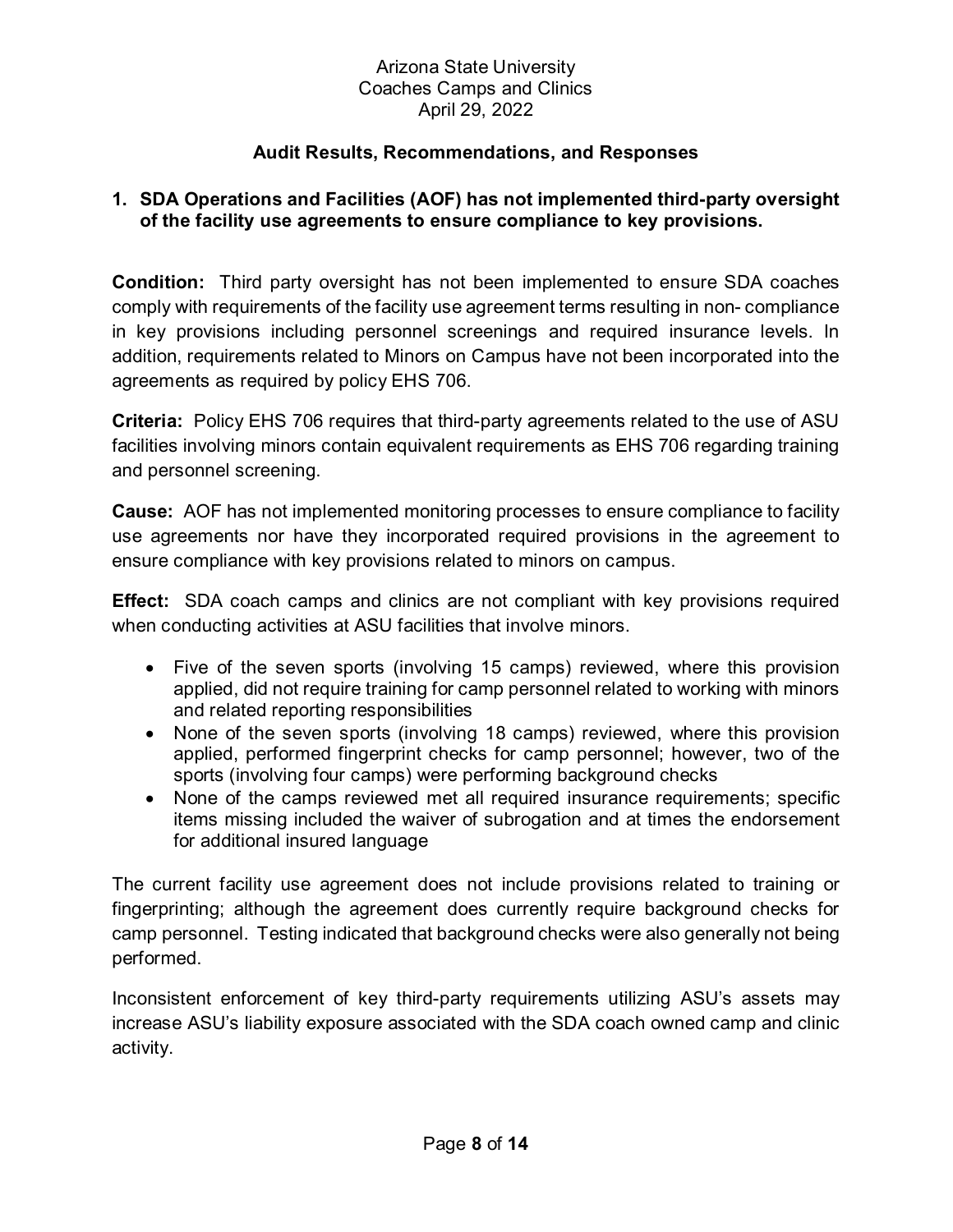Arizona State University
Coaches Camps and Clinics
April 29, 2022

## Audit Results, Recommendations, and Responses

### 1. SDA Operations and Facilities (AOF) has not implemented third-party oversight of the facility use agreements to ensure compliance to key provisions.

**Condition:** Third party oversight has not been implemented to ensure SDA coaches comply with requirements of the facility use agreement terms resulting in non- compliance in key provisions including personnel screenings and required insurance levels. In addition, requirements related to Minors on Campus have not been incorporated into the agreements as required by policy EHS 706.

**Criteria:** Policy EHS 706 requires that third-party agreements related to the use of ASU facilities involving minors contain equivalent requirements as EHS 706 regarding training and personnel screening.

**Cause:** AOF has not implemented monitoring processes to ensure compliance to facility use agreements nor have they incorporated required provisions in the agreement to ensure compliance with key provisions related to minors on campus.

**Effect:** SDA coach camps and clinics are not compliant with key provisions required when conducting activities at ASU facilities that involve minors.

- Five of the seven sports (involving 15 camps) reviewed, where this provision applied, did not require training for camp personnel related to working with minors and related reporting responsibilities
- None of the seven sports (involving 18 camps) reviewed, where this provision applied, performed fingerprint checks for camp personnel; however, two of the sports (involving four camps) were performing background checks
- None of the camps reviewed met all required insurance requirements; specific items missing included the waiver of subrogation and at times the endorsement for additional insured language

The current facility use agreement does not include provisions related to training or fingerprinting; although the agreement does currently require background checks for camp personnel. Testing indicated that background checks were also generally not being performed.

Inconsistent enforcement of key third-party requirements utilizing ASU's assets may increase ASU's liability exposure associated with the SDA coach owned camp and clinic activity.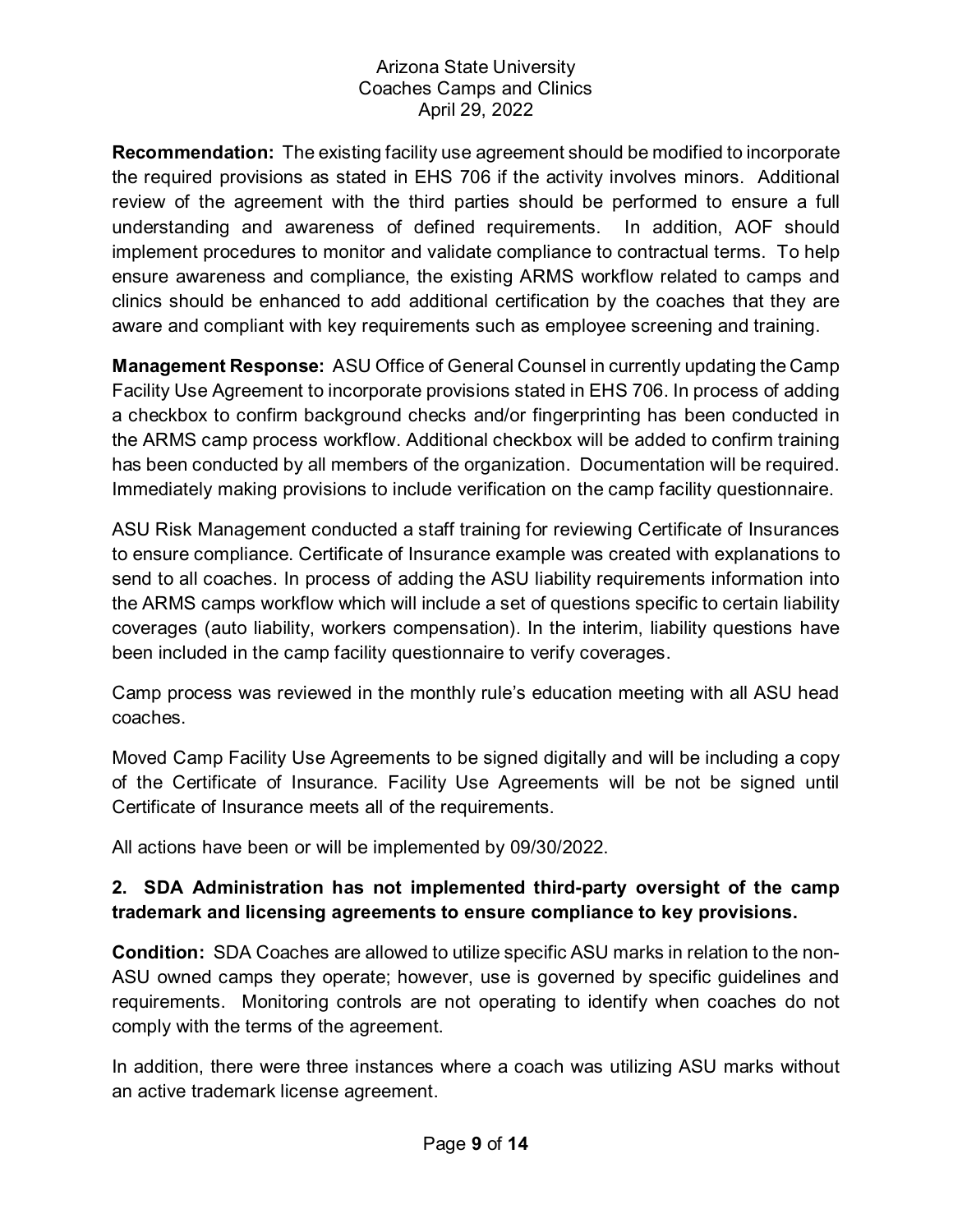**Recommendation:** The existing facility use agreement should be modified to incorporate the required provisions as stated in EHS 706 if the activity involves minors. Additional review of the agreement with the third parties should be performed to ensure a full understanding and awareness of defined requirements. In addition, AOF should implement procedures to monitor and validate compliance to contractual terms. To help ensure awareness and compliance, the existing ARMS workflow related to camps and clinics should be enhanced to add additional certification by the coaches that they are aware and compliant with key requirements such as employee screening and training.

**Management Response:** ASU Office of General Counsel in currently updating the Camp Facility Use Agreement to incorporate provisions stated in EHS 706. In process of adding a checkbox to confirm background checks and/or fingerprinting has been conducted in the ARMS camp process workflow. Additional checkbox will be added to confirm training has been conducted by all members of the organization. Documentation will be required. Immediately making provisions to include verification on the camp facility questionnaire.

ASU Risk Management conducted a staff training for reviewing Certificate of Insurances to ensure compliance. Certificate of Insurance example was created with explanations to send to all coaches. In process of adding the ASU liability requirements information into the ARMS camps workflow which will include a set of questions specific to certain liability coverages (auto liability, workers compensation). In the interim, liability questions have been included in the camp facility questionnaire to verify coverages.

Camp process was reviewed in the monthly rule's education meeting with all ASU head coaches.

Moved Camp Facility Use Agreements to be signed digitally and will be including a copy of the Certificate of Insurance. Facility Use Agreements will be not be signed until Certificate of Insurance meets all of the requirements.

All actions have been or will be implemented by 09/30/2022.

### 2. SDA Administration has not implemented third-party oversight of the camp trademark and licensing agreements to ensure compliance to key provisions.

**Condition:** SDA Coaches are allowed to utilize specific ASU marks in relation to the non-ASU owned camps they operate; however, use is governed by specific guidelines and requirements. Monitoring controls are not operating to identify when coaches do not comply with the terms of the agreement.

In addition, there were three instances where a coach was utilizing ASU marks without an active trademark license agreement.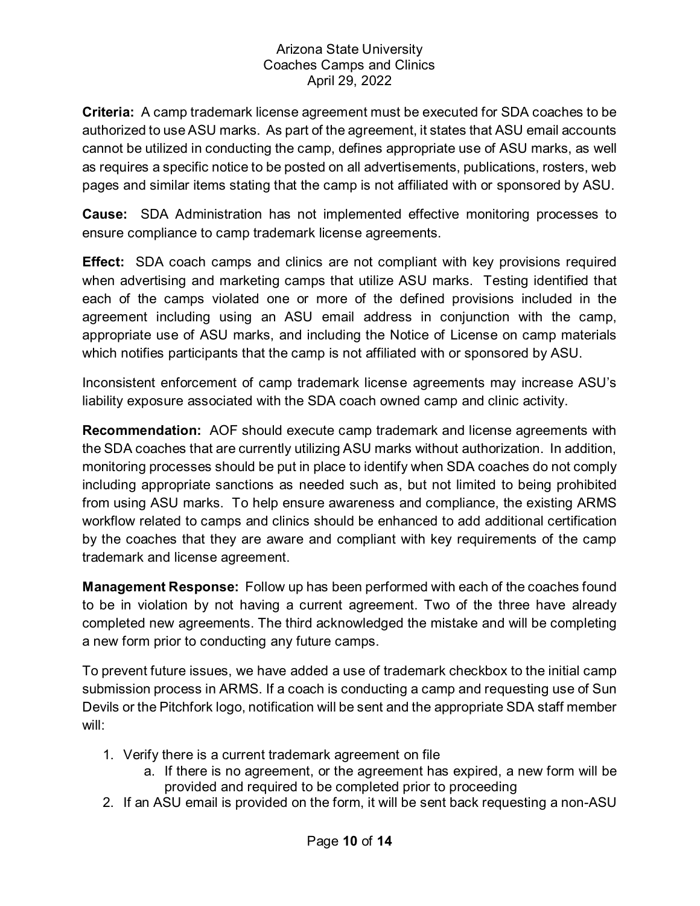**Criteria:** A camp trademark license agreement must be executed for SDA coaches to be authorized to use ASU marks. As part of the agreement, it states that ASU email accounts cannot be utilized in conducting the camp, defines appropriate use of ASU marks, as well as requires a specific notice to be posted on all advertisements, publications, rosters, web pages and similar items stating that the camp is not affiliated with or sponsored by ASU.

**Cause:** SDA Administration has not implemented effective monitoring processes to ensure compliance to camp trademark license agreements.

**Effect:** SDA coach camps and clinics are not compliant with key provisions required when advertising and marketing camps that utilize ASU marks. Testing identified that each of the camps violated one or more of the defined provisions included in the agreement including using an ASU email address in conjunction with the camp, appropriate use of ASU marks, and including the Notice of License on camp materials which notifies participants that the camp is not affiliated with or sponsored by ASU.

Inconsistent enforcement of camp trademark license agreements may increase ASU's liability exposure associated with the SDA coach owned camp and clinic activity.

**Recommendation:** AOF should execute camp trademark and license agreements with the SDA coaches that are currently utilizing ASU marks without authorization. In addition, monitoring processes should be put in place to identify when SDA coaches do not comply including appropriate sanctions as needed such as, but not limited to being prohibited from using ASU marks. To help ensure awareness and compliance, the existing ARMS workflow related to camps and clinics should be enhanced to add additional certification by the coaches that they are aware and compliant with key requirements of the camp trademark and license agreement.

**Management Response:** Follow up has been performed with each of the coaches found to be in violation by not having a current agreement. Two of the three have already completed new agreements. The third acknowledged the mistake and will be completing a new form prior to conducting any future camps.

To prevent future issues, we have added a use of trademark checkbox to the initial camp submission process in ARMS. If a coach is conducting a camp and requesting use of Sun Devils or the Pitchfork logo, notification will be sent and the appropriate SDA staff member will:

1. Verify there is a current trademark agreement on file
   a. If there is no agreement, or the agreement has expired, a new form will be provided and required to be completed prior to proceeding
2. If an ASU email is provided on the form, it will be sent back requesting a non-ASU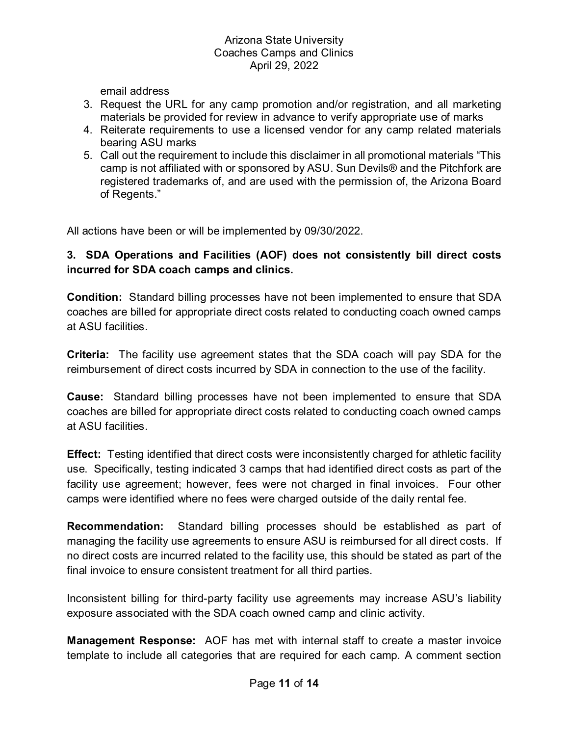email address

3. Request the URL for any camp promotion and/or registration, and all marketing materials be provided for review in advance to verify appropriate use of marks
4. Reiterate requirements to use a licensed vendor for any camp related materials bearing ASU marks
5. Call out the requirement to include this disclaimer in all promotional materials "This camp is not affiliated with or sponsored by ASU. Sun Devils® and the Pitchfork are registered trademarks of, and are used with the permission of, the Arizona Board of Regents."

All actions have been or will be implemented by 09/30/2022.

**3. SDA Operations and Facilities (AOF) does not consistently bill direct costs incurred for SDA coach camps and clinics.**

**Condition:** Standard billing processes have not been implemented to ensure that SDA coaches are billed for appropriate direct costs related to conducting coach owned camps at ASU facilities.

**Criteria:** The facility use agreement states that the SDA coach will pay SDA for the reimbursement of direct costs incurred by SDA in connection to the use of the facility.

**Cause:** Standard billing processes have not been implemented to ensure that SDA coaches are billed for appropriate direct costs related to conducting coach owned camps at ASU facilities.

**Effect:** Testing identified that direct costs were inconsistently charged for athletic facility use. Specifically, testing indicated 3 camps that had identified direct costs as part of the facility use agreement; however, fees were not charged in final invoices. Four other camps were identified where no fees were charged outside of the daily rental fee.

**Recommendation:** Standard billing processes should be established as part of managing the facility use agreements to ensure ASU is reimbursed for all direct costs. If no direct costs are incurred related to the facility use, this should be stated as part of the final invoice to ensure consistent treatment for all third parties.

Inconsistent billing for third-party facility use agreements may increase ASU's liability exposure associated with the SDA coach owned camp and clinic activity.

**Management Response:** AOF has met with internal staff to create a master invoice template to include all categories that are required for each camp. A comment section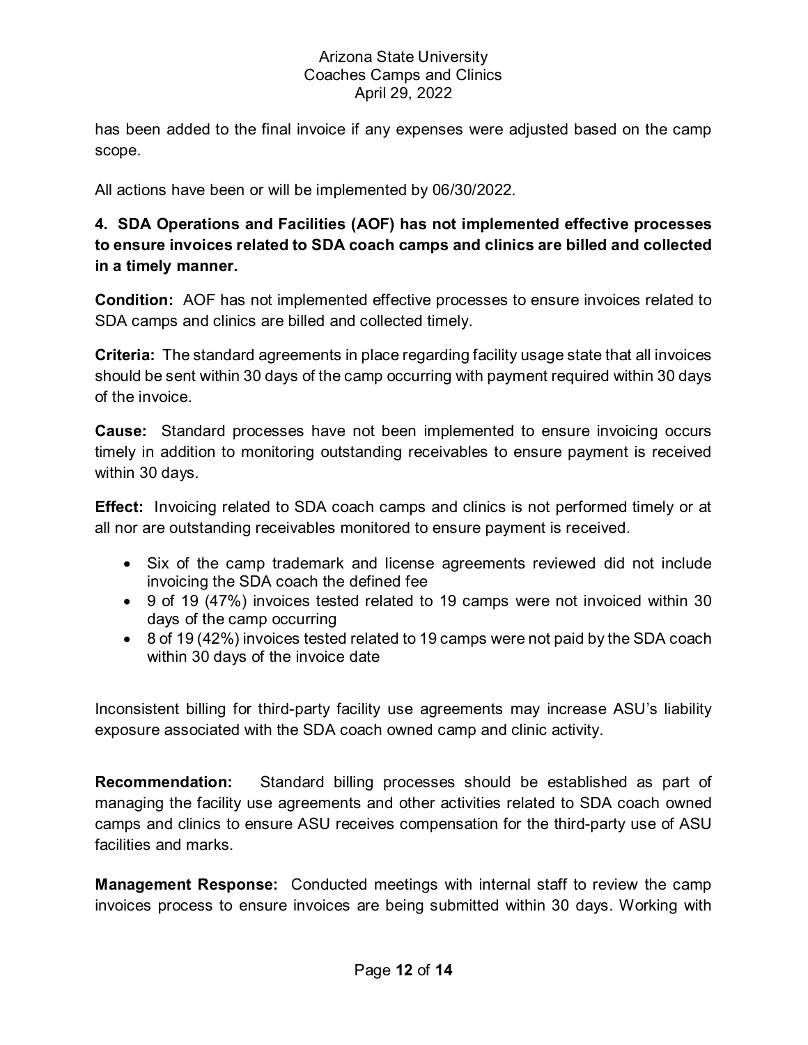has been added to the final invoice if any expenses were adjusted based on the camp scope.

All actions have been or will be implemented by 06/30/2022.

**4. SDA Operations and Facilities (AOF) has not implemented effective processes to ensure invoices related to SDA coach camps and clinics are billed and collected in a timely manner.**

**Condition:** AOF has not implemented effective processes to ensure invoices related to SDA camps and clinics are billed and collected timely.

**Criteria:** The standard agreements in place regarding facility usage state that all invoices should be sent within 30 days of the camp occurring with payment required within 30 days of the invoice.

**Cause:** Standard processes have not been implemented to ensure invoicing occurs timely in addition to monitoring outstanding receivables to ensure payment is received within 30 days.

**Effect:** Invoicing related to SDA coach camps and clinics is not performed timely or at all nor are outstanding receivables monitored to ensure payment is received.

- Six of the camp trademark and license agreements reviewed did not include invoicing the SDA coach the defined fee
- 9 of 19 (47%) invoices tested related to 19 camps were not invoiced within 30 days of the camp occurring
- 8 of 19 (42%) invoices tested related to 19 camps were not paid by the SDA coach within 30 days of the invoice date

Inconsistent billing for third-party facility use agreements may increase ASU's liability exposure associated with the SDA coach owned camp and clinic activity.

**Recommendation:** Standard billing processes should be established as part of managing the facility use agreements and other activities related to SDA coach owned camps and clinics to ensure ASU receives compensation for the third-party use of ASU facilities and marks.

**Management Response:** Conducted meetings with internal staff to review the camp invoices process to ensure invoices are being submitted within 30 days. Working with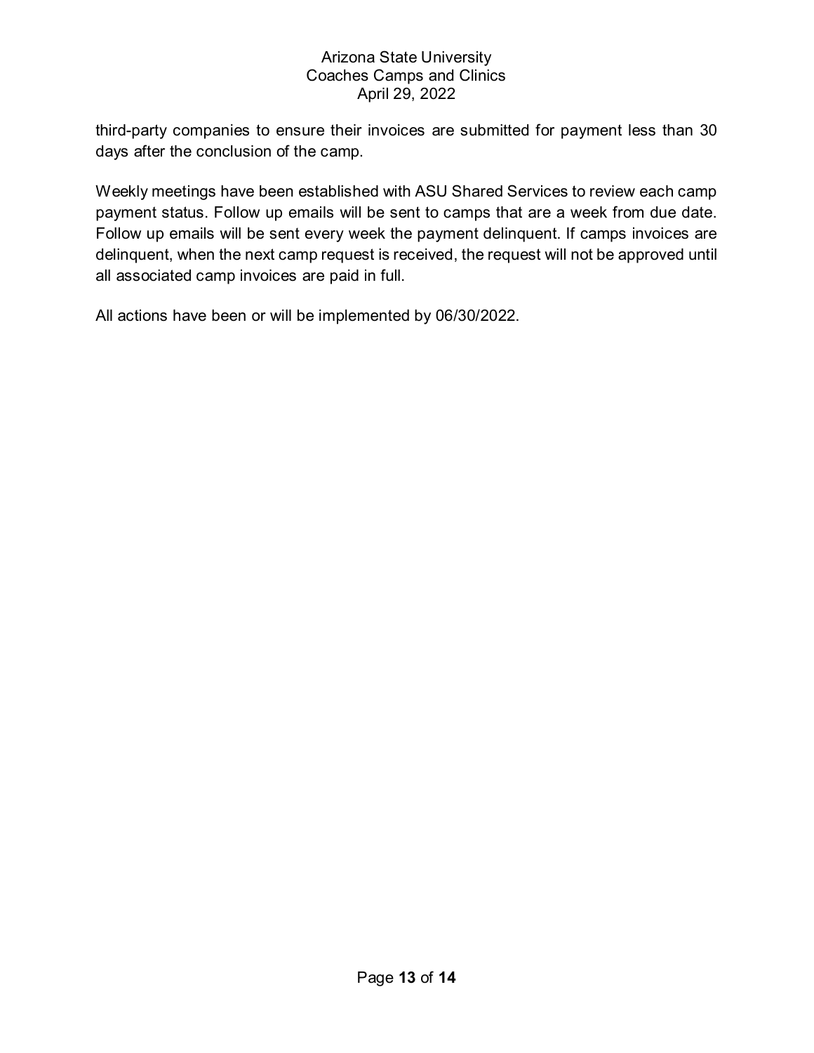third-party companies to ensure their invoices are submitted for payment less than 30 days after the conclusion of the camp.

Weekly meetings have been established with ASU Shared Services to review each camp payment status. Follow up emails will be sent to camps that are a week from due date. Follow up emails will be sent every week the payment delinquent. If camps invoices are delinquent, when the next camp request is received, the request will not be approved until all associated camp invoices are paid in full.

All actions have been or will be implemented by 06/30/2022.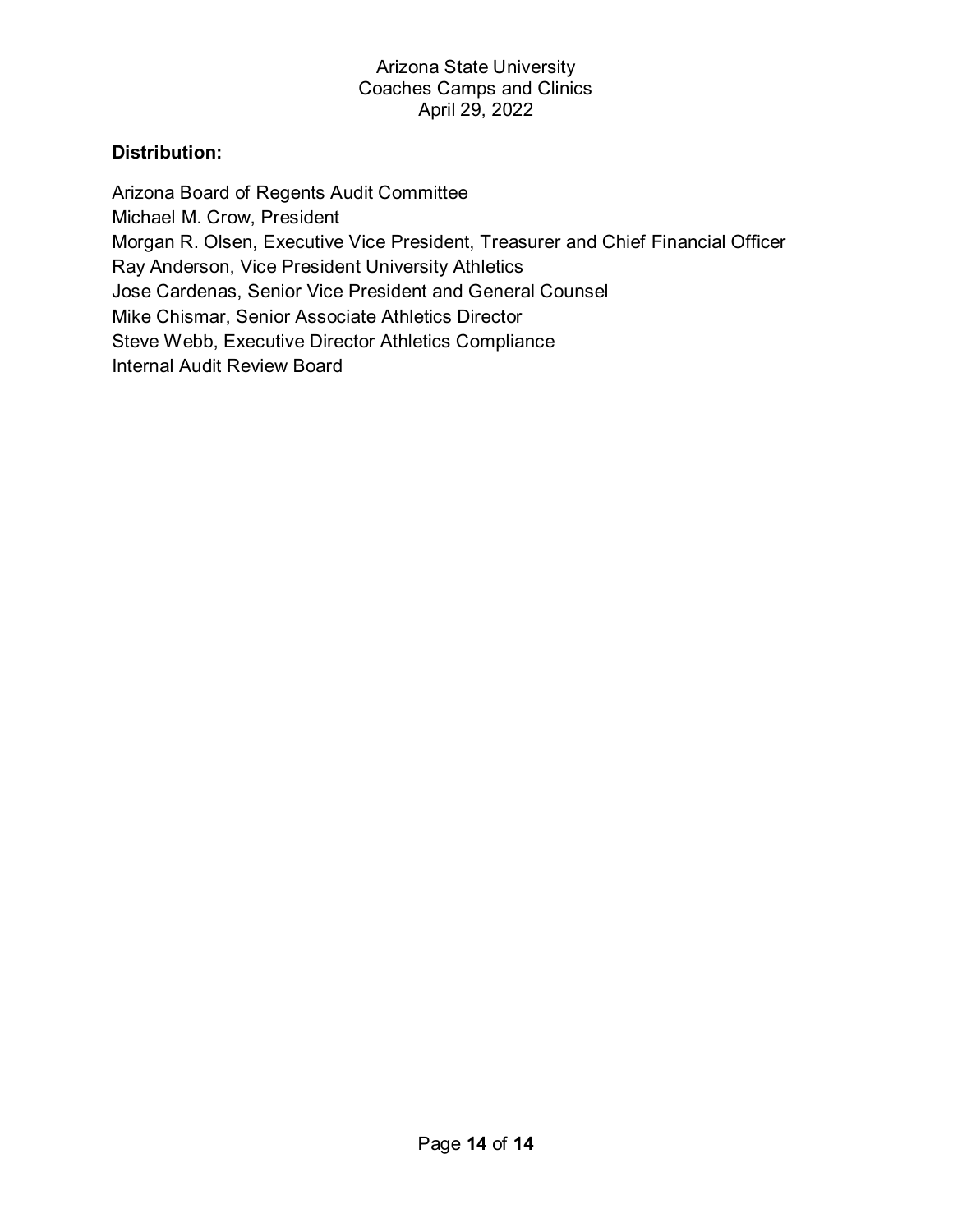**Distribution:**

Arizona Board of Regents Audit Committee
Michael M. Crow, President
Morgan R. Olsen, Executive Vice President, Treasurer and Chief Financial Officer
Ray Anderson, Vice President University Athletics
Jose Cardenas, Senior Vice President and General Counsel
Mike Chismar, Senior Associate Athletics Director
Steve Webb, Executive Director Athletics Compliance
Internal Audit Review Board